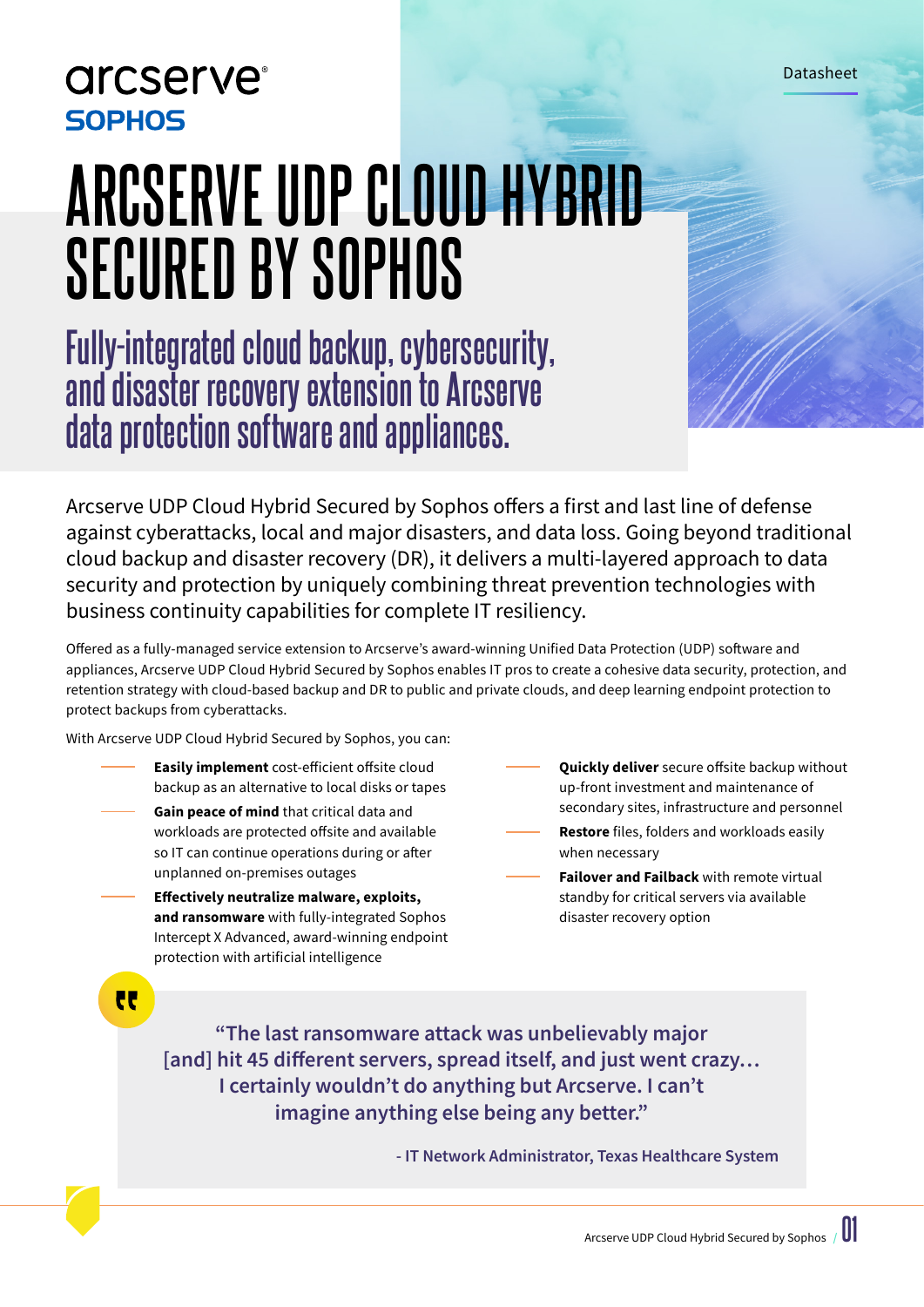arcserve®

SOPHOS

Datasheet

# ARCSERVE UDP CLOUD HYBRID SECURED BY SOPHOS

## Fully-integrated cloud backup, cybersecurity, and disaster recovery extension to Arcserve data protection software and appliances.

Arcserve UDP Cloud Hybrid Secured by Sophos offers a first and last line of defense against cyberattacks, local and major disasters, and data loss. Going beyond traditional cloud backup and disaster recovery (DR), it delivers a multi-layered approach to data security and protection by uniquely combining threat prevention technologies with business continuity capabilities for complete IT resiliency.

Offered as a fully-managed service extension to Arcserve's award-winning Unified Data Protection (UDP) software and appliances, Arcserve UDP Cloud Hybrid Secured by Sophos enables IT pros to create a cohesive data security, protection, and retention strategy with cloud-based backup and DR to public and private clouds, and deep learning endpoint protection to protect backups from cyberattacks.

With Arcserve UDP Cloud Hybrid Secured by Sophos, you can:

- **Easily implement** cost-efficient offsite cloud backup as an alternative to local disks or tapes
- **Gain peace of mind** that critical data and workloads are protected offsite and available so IT can continue operations during or after unplanned on-premises outages
- **Effectively neutralize malware, exploits, and ransomware** with fully-integrated Sophos Intercept X Advanced, award-winning endpoint protection with artificial intelligence
- **Quickly deliver** secure offsite backup without up-front investment and maintenance of secondary sites, infrastructure and personnel
- **Restore** files, folders and workloads easily when necessary
- **Failover and Failback** with remote virtual standby for critical servers via available disaster recovery option

> "The last ransomware attack was unbelievably major [and] hit 45 different servers, spread itself, and just went crazy… I certainly wouldn't do anything but Arcserve. I can't imagine anything else being any better."
>
> \- IT Network Administrator, Texas Healthcare System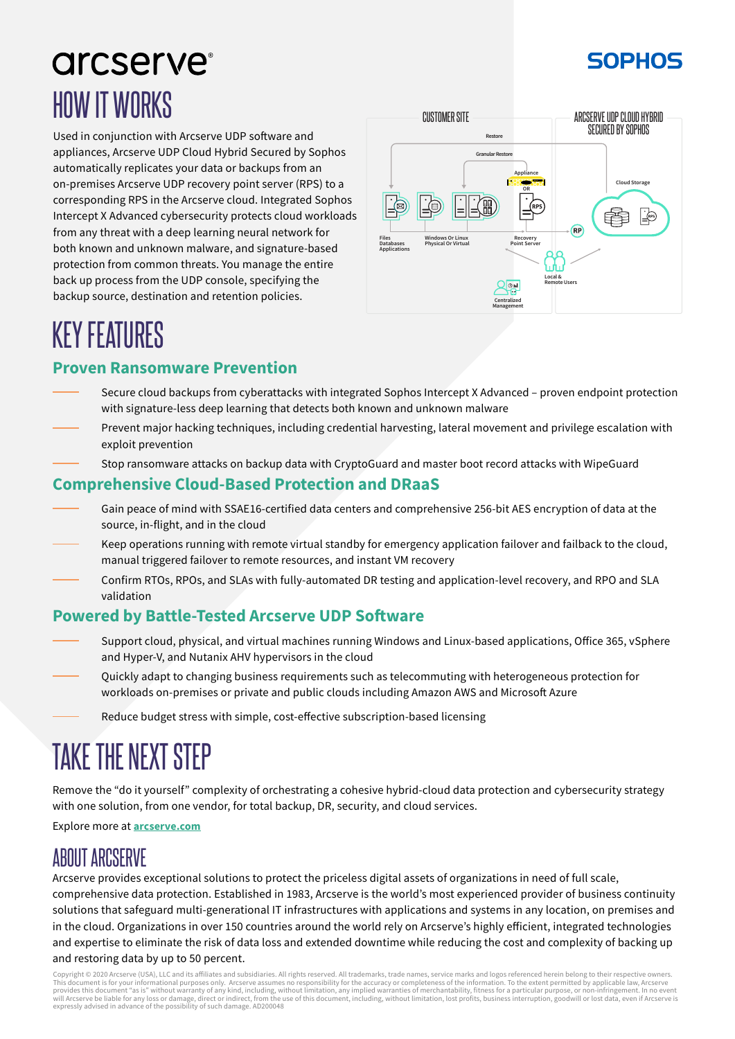arcserve®

SOPHOS

# HOW IT WORKS

Used in conjunction with Arcserve UDP software and appliances, Arcserve UDP Cloud Hybrid Secured by Sophos automatically replicates your data or backups from an on-premises Arcserve UDP recovery point server (RPS) to a corresponding RPS in the Arcserve cloud. Integrated Sophos Intercept X Advanced cybersecurity protects cloud workloads from any threat with a deep learning neural network for both known and unknown malware, and signature-based protection from common threats. You manage the entire back up process from the UDP console, specifying the backup source, destination and retention policies.

CUSTOMER SITE

ARCSERVE UDP CLOUD HYBRID SECURED BY SOPHOS

Restore

Granular Restore

Appliance

OR

Cloud Storage

RPS

RP

Files
Databases
Applications

Windows Or Linux
Physical Or Virtual

Recovery
Point Server

Local &
Remote Users

Centralized
Management

# KEY FEATURES

## Proven Ransomware Prevention

- Secure cloud backups from cyberattacks with integrated Sophos Intercept X Advanced – proven endpoint protection with signature-less deep learning that detects both known and unknown malware
- Prevent major hacking techniques, including credential harvesting, lateral movement and privilege escalation with exploit prevention
- Stop ransomware attacks on backup data with CryptoGuard and master boot record attacks with WipeGuard

## Comprehensive Cloud-Based Protection and DRaaS

- Gain peace of mind with SSAE16-certified data centers and comprehensive 256-bit AES encryption of data at the source, in-flight, and in the cloud
- Keep operations running with remote virtual standby for emergency application failover and failback to the cloud, manual triggered failover to remote resources, and instant VM recovery
- Confirm RTOs, RPOs, and SLAs with fully-automated DR testing and application-level recovery, and RPO and SLA validation

## Powered by Battle-Tested Arcserve UDP Software

- Support cloud, physical, and virtual machines running Windows and Linux-based applications, Office 365, vSphere and Hyper-V, and Nutanix AHV hypervisors in the cloud
- Quickly adapt to changing business requirements such as telecommuting with heterogeneous protection for workloads on-premises or private and public clouds including Amazon AWS and Microsoft Azure
- Reduce budget stress with simple, cost-effective subscription-based licensing

# TAKE THE NEXT STEP

Remove the "do it yourself" complexity of orchestrating a cohesive hybrid-cloud data protection and cybersecurity strategy with one solution, from one vendor, for total backup, DR, security, and cloud services.

Explore more at **arcserve.com**

# ABOUT ARCSERVE

Arcserve provides exceptional solutions to protect the priceless digital assets of organizations in need of full scale, comprehensive data protection. Established in 1983, Arcserve is the world's most experienced provider of business continuity solutions that safeguard multi-generational IT infrastructures with applications and systems in any location, on premises and in the cloud. Organizations in over 150 countries around the world rely on Arcserve's highly efficient, integrated technologies and expertise to eliminate the risk of data loss and extended downtime while reducing the cost and complexity of backing up and restoring data by up to 50 percent.

Copyright © 2020 Arcserve (USA), LLC and its affiliates and subsidiaries. All rights reserved. All trademarks, trade names, service marks and logos referenced herein belong to their respective owners. This document is for your informational purposes only. Arcserve assumes no responsibility for the accuracy or completeness of the information. To the extent permitted by applicable law, Arcserve provides this document "as is" without warranty of any kind, including, without limitation, any implied warranties of merchantability, fitness for a particular purpose, or non-infringement. In no event will Arcserve be liable for any loss or damage, direct or indirect, from the use of this document, including, without limitation, lost profits, business interruption, goodwill or lost data, even if Arcserve is expressly advised in advance of the possibility of such damage. AD200048